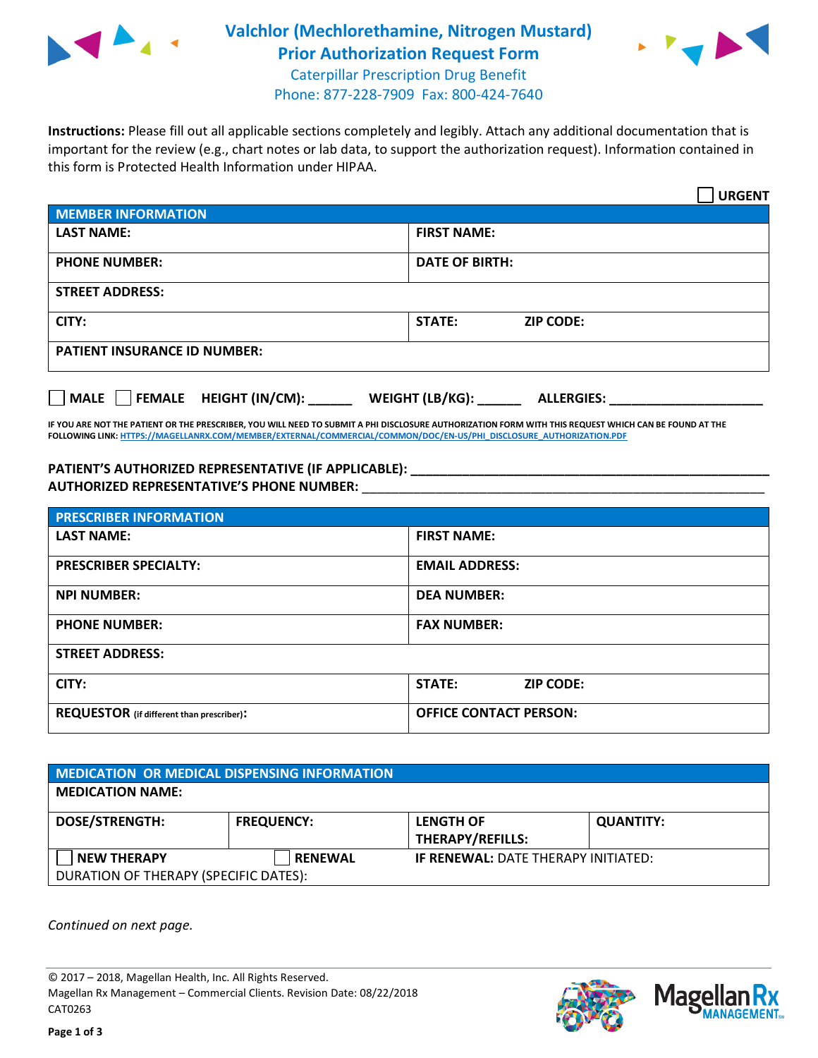# Valchlor (Mechlorethamine, Nitrogen Mustard)
## Prior Authorization Request Form

Caterpillar Prescription Drug Benefit
Phone: 877-228-7909 Fax: 800-424-7640

**Instructions:** Please fill out all applicable sections completely and legibly. Attach any additional documentation that is important for the review (e.g., chart notes or lab data, to support the authorization request). Information contained in this form is Protected Health Information under HIPAA.

☐ **URGENT**

| **MEMBER INFORMATION** | |
|---|---|
| **LAST NAME:** | **FIRST NAME:** |
| **PHONE NUMBER:** | **DATE OF BIRTH:** |
| **STREET ADDRESS:** | |
| **CITY:** | **STATE:** **ZIP CODE:** |
| **PATIENT INSURANCE ID NUMBER:** | |

☐ **MALE** ☐ **FEMALE** **HEIGHT (IN/CM):** ______ **WEIGHT (LB/KG):** ______ **ALLERGIES:** ____________________

**IF YOU ARE NOT THE PATIENT OR THE PRESCRIBER, YOU WILL NEED TO SUBMIT A PHI DISCLOSURE AUTHORIZATION FORM WITH THIS REQUEST WHICH CAN BE FOUND AT THE FOLLOWING LINK: HTTPS://MAGELLANRX.COM/MEMBER/EXTERNAL/COMMERCIAL/COMMON/DOC/EN-US/PHI_DISCLOSURE_AUTHORIZATION.PDF**

**PATIENT'S AUTHORIZED REPRESENTATIVE (IF APPLICABLE):** ____________________________________________
**AUTHORIZED REPRESENTATIVE'S PHONE NUMBER:** ____________________________________________

| **PRESCRIBER INFORMATION** | |
|---|---|
| **LAST NAME:** | **FIRST NAME:** |
| **PRESCRIBER SPECIALTY:** | **EMAIL ADDRESS:** |
| **NPI NUMBER:** | **DEA NUMBER:** |
| **PHONE NUMBER:** | **FAX NUMBER:** |
| **STREET ADDRESS:** | |
| **CITY:** | **STATE:** **ZIP CODE:** |
| **REQUESTOR** (if different than prescriber)**:** | **OFFICE CONTACT PERSON:** |

| **MEDICATION OR MEDICAL DISPENSING INFORMATION** | | | |
|---|---|---|---|
| **MEDICATION NAME:** | | | |
| **DOSE/STRENGTH:** | **FREQUENCY:** | **LENGTH OF THERAPY/REFILLS:** | **QUANTITY:** |
| ☐ **NEW THERAPY** | ☐ **RENEWAL** | **IF RENEWAL:** DATE THERAPY INITIATED: | |
| DURATION OF THERAPY (SPECIFIC DATES): | | | |

*Continued on next page.*

© 2017 – 2018, Magellan Health, Inc. All Rights Reserved.
Magellan Rx Management – Commercial Clients. Revision Date: 08/22/2018
CAT0263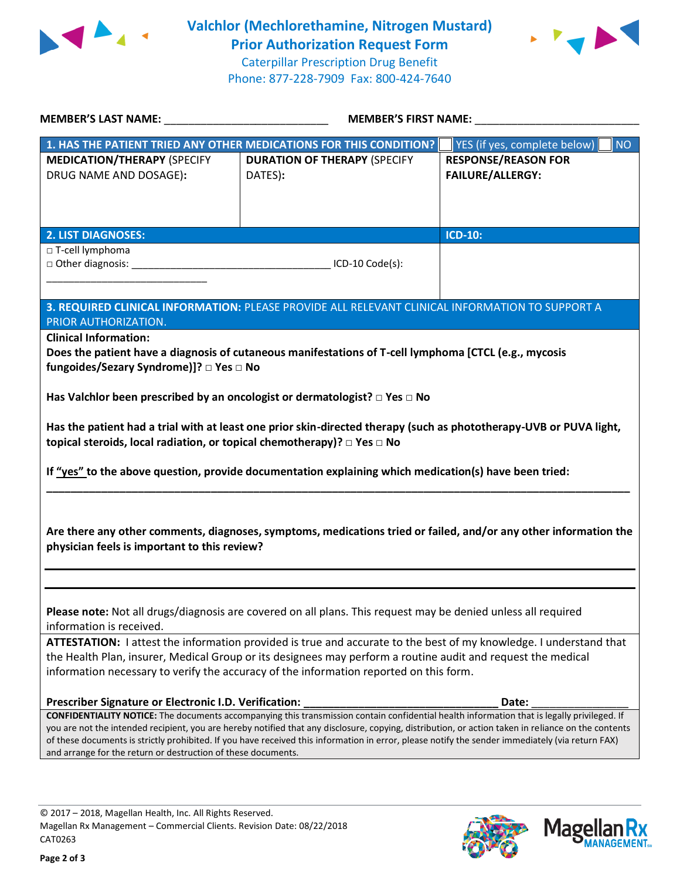# Valchlor (Mechlorethamine, Nitrogen Mustard)
## Prior Authorization Request Form

Caterpillar Prescription Drug Benefit
Phone: 877-228-7909 Fax: 800-424-7640

**MEMBER'S LAST NAME:** ___________________________ **MEMBER'S FIRST NAME:** ___________________________

| **1. HAS THE PATIENT TRIED ANY OTHER MEDICATIONS FOR THIS CONDITION?** | | ☐ YES (if yes, complete below) ☐ NO |
|---|---|---|
| **MEDICATION/THERAPY** (SPECIFY DRUG NAME AND DOSAGE): | **DURATION OF THERAPY** (SPECIFY DATES): | **RESPONSE/REASON FOR FAILURE/ALLERGY:** |
| | | |

| **2. LIST DIAGNOSES:** | **ICD-10:** |
|---|---|
| □ T-cell lymphoma<br>□ Other diagnosis: ___________________________________ ICD-10 Code(s): ___________________________ | |

**3. REQUIRED CLINICAL INFORMATION:** PLEASE PROVIDE ALL RELEVANT CLINICAL INFORMATION TO SUPPORT A PRIOR AUTHORIZATION.

**Clinical Information:**

**Does the patient have a diagnosis of cutaneous manifestations of T-cell lymphoma [CTCL (e.g., mycosis fungoides/Sezary Syndrome)]? □ Yes □ No**

**Has Valchlor been prescribed by an oncologist or dermatologist? □ Yes □ No**

**Has the patient had a trial with at least one prior skin-directed therapy (such as phototherapy-UVB or PUVA light, topical steroids, local radiation, or topical chemotherapy)? □ Yes □ No**

**If "yes" to the above question, provide documentation explaining which medication(s) have been tried:**
___________________________________________________________________________

**Are there any other comments, diagnoses, symptoms, medications tried or failed, and/or any other information the physician feels is important to this review?**

___________________________________________________________________________

___________________________________________________________________________

**Please note:** Not all drugs/diagnosis are covered on all plans. This request may be denied unless all required information is received.

**ATTESTATION:** I attest the information provided is true and accurate to the best of my knowledge. I understand that the Health Plan, insurer, Medical Group or its designees may perform a routine audit and request the medical information necessary to verify the accuracy of the information reported on this form.

**Prescriber Signature or Electronic I.D. Verification:** _______________________________ **Date:** ________________

**CONFIDENTIALITY NOTICE:** The documents accompanying this transmission contain confidential health information that is legally privileged. If you are not the intended recipient, you are hereby notified that any disclosure, copying, distribution, or action taken in reliance on the contents of these documents is strictly prohibited. If you have received this information in error, please notify the sender immediately (via return FAX) and arrange for the return or destruction of these documents.

© 2017 – 2018, Magellan Health, Inc. All Rights Reserved.
Magellan Rx Management – Commercial Clients. Revision Date: 08/22/2018
CAT0263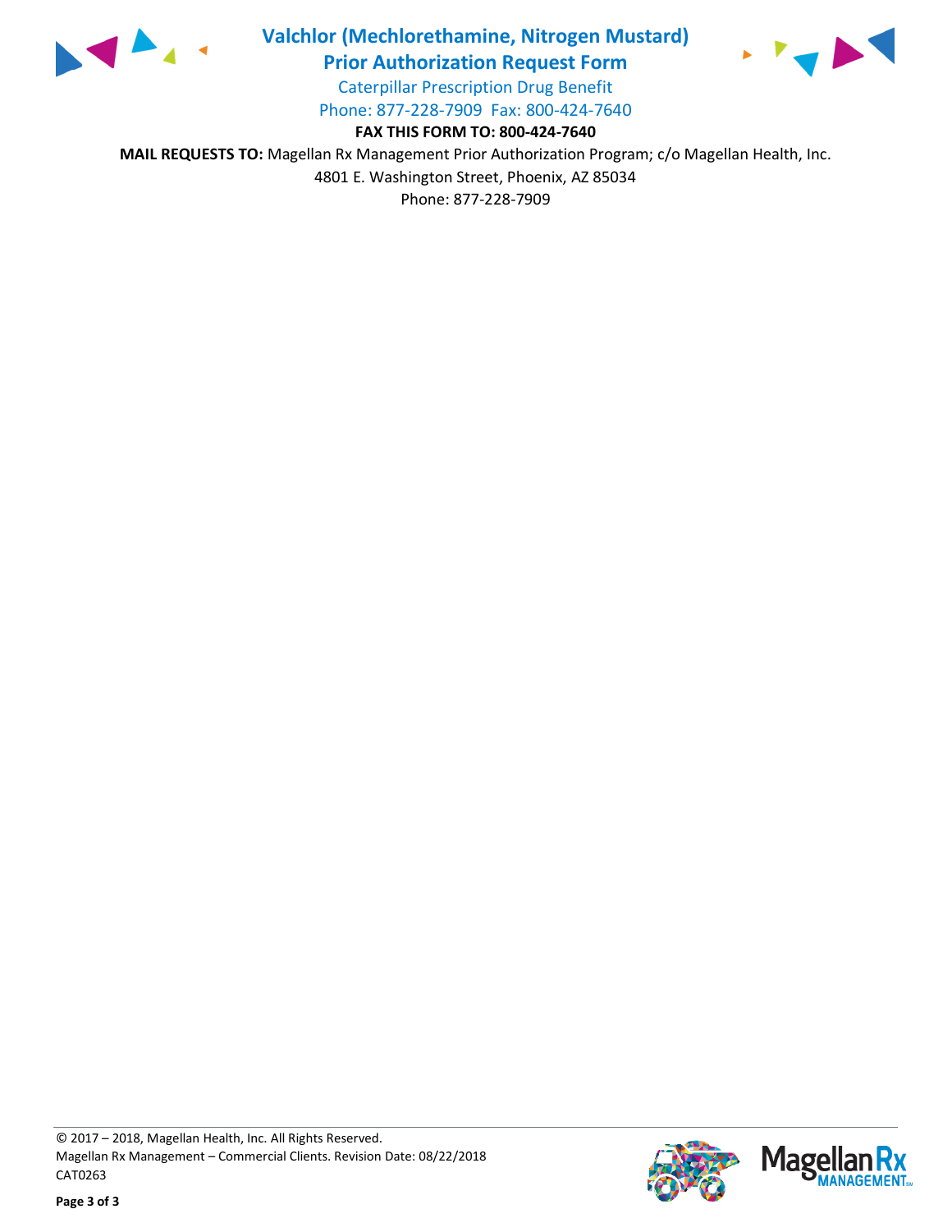# Valchlor (Mechlorethamine, Nitrogen Mustard)
# Prior Authorization Request Form

Caterpillar Prescription Drug Benefit

Phone: 877-228-7909 Fax: 800-424-7640

**FAX THIS FORM TO: 800-424-7640**

**MAIL REQUESTS TO:** Magellan Rx Management Prior Authorization Program; c/o Magellan Health, Inc.
4801 E. Washington Street, Phoenix, AZ 85034
Phone: 877-228-7909

© 2017 – 2018, Magellan Health, Inc. All Rights Reserved.
Magellan Rx Management – Commercial Clients. Revision Date: 08/22/2018
CAT0263